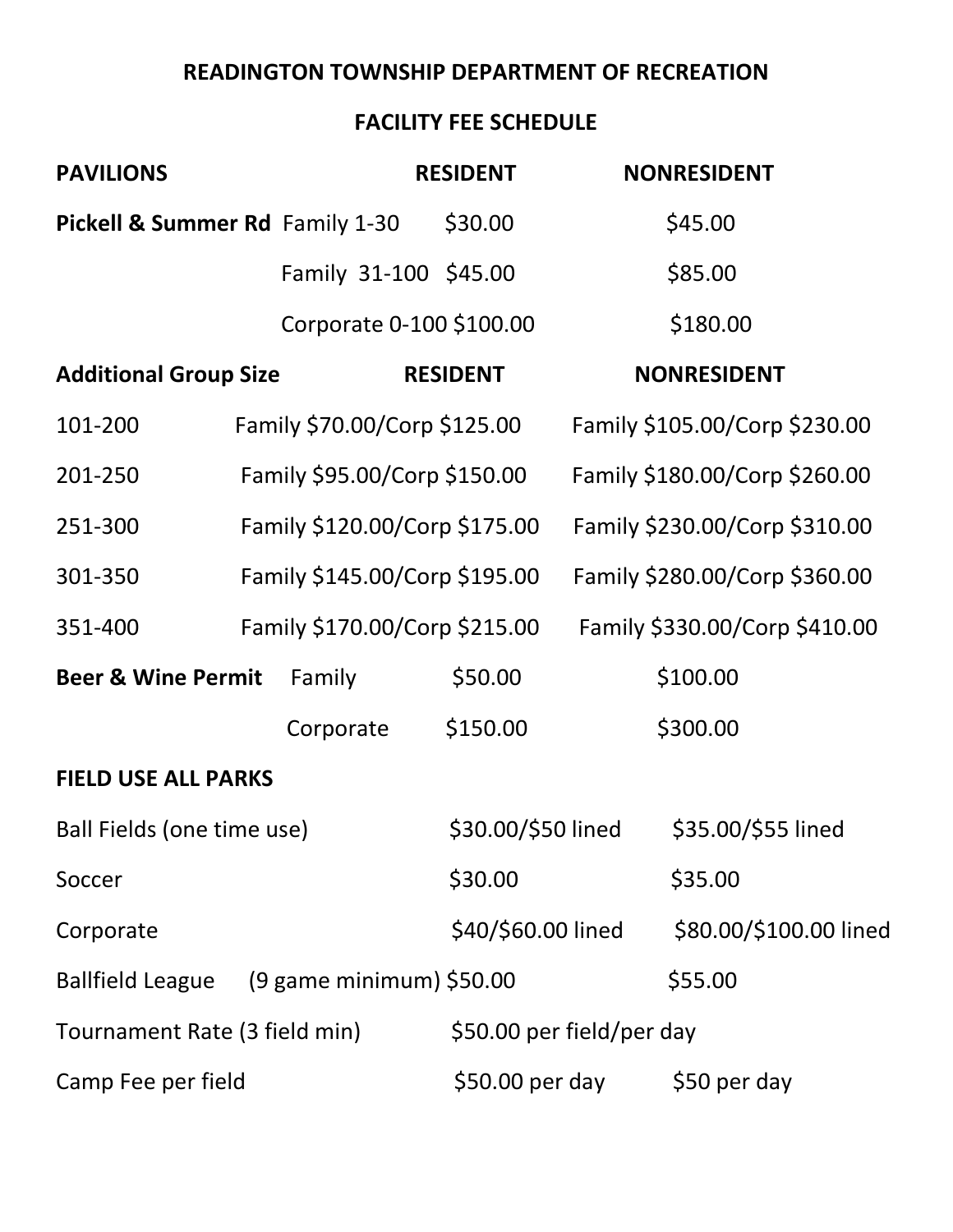# READINGTON TOWNSHIP DEPARTMENT OF RECREATION

## FACILITY FEE SCHEDULE

| **PAVILIONS** | | **RESIDENT** | **NONRESIDENT** |
|---|---|---|---|
| **Pickell & Summer Rd** | Family 1-30 | $30.00 | $45.00 |
| | Family 31-100 | $45.00 | $85.00 |
| | Corporate 0-100 | $100.00 | $180.00 |

| **Additional Group Size** | **RESIDENT** | **NONRESIDENT** |
|---|---|---|
| 101-200 | Family $70.00/Corp $125.00 | Family $105.00/Corp $230.00 |
| 201-250 | Family $95.00/Corp $150.00 | Family $180.00/Corp $260.00 |
| 251-300 | Family $120.00/Corp $175.00 | Family $230.00/Corp $310.00 |
| 301-350 | Family $145.00/Corp $195.00 | Family $280.00/Corp $360.00 |
| 351-400 | Family $170.00/Corp $215.00 | Family $330.00/Corp $410.00 |

| **Beer & Wine Permit** | | | |
|---|---|---|---|
| | Family | $50.00 | $100.00 |
| | Corporate | $150.00 | $300.00 |

**FIELD USE ALL PARKS**

| | | |
|---|---|---|
| Ball Fields (one time use) | $30.00/$50 lined | $35.00/$55 lined |
| Soccer | $30.00 | $35.00 |
| Corporate | $40/$60.00 lined | $80.00/$100.00 lined |
| Ballfield League (9 game minimum) | $50.00 | $55.00 |
| Tournament Rate (3 field min) | $50.00 per field/per day | |
| Camp Fee per field | $50.00 per day | $50 per day |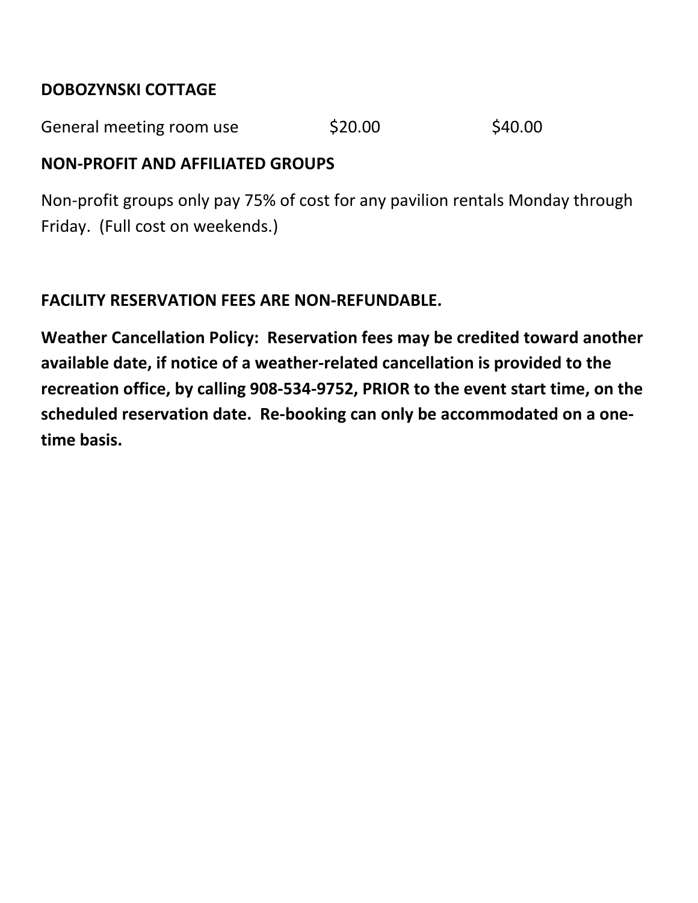**DOBOZYNSKI COTTAGE**

| | | |
|---|---|---|
| General meeting room use | $20.00 | $40.00 |

**NON-PROFIT AND AFFILIATED GROUPS**

Non-profit groups only pay 75% of cost for any pavilion rentals Monday through Friday. (Full cost on weekends.)

**FACILITY RESERVATION FEES ARE NON-REFUNDABLE.**

**Weather Cancellation Policy: Reservation fees may be credited toward another available date, if notice of a weather-related cancellation is provided to the recreation office, by calling 908-534-9752, PRIOR to the event start time, on the scheduled reservation date. Re-booking can only be accommodated on a one-time basis.**